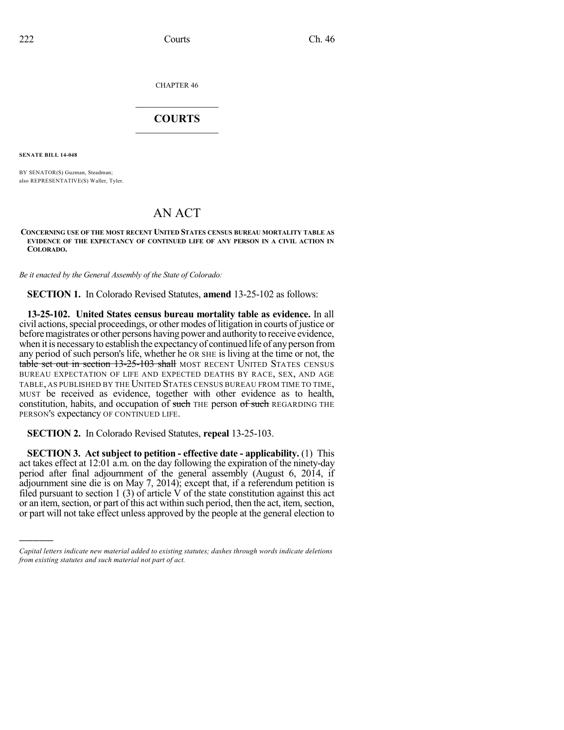CHAPTER 46

# COURTS

**SENATE BILL 14-048**

BY SENATOR(S) Guzman, Steadman;
also REPRESENTATIVE(S) Waller, Tyler.

# AN ACT

**CONCERNING USE OF THE MOST RECENT UNITED STATES CENSUS BUREAU MORTALITY TABLE AS EVIDENCE OF THE EXPECTANCY OF CONTINUED LIFE OF ANY PERSON IN A CIVIL ACTION IN COLORADO.**

*Be it enacted by the General Assembly of the State of Colorado:*

**SECTION 1.** In Colorado Revised Statutes, **amend** 13-25-102 as follows:

**13-25-102. United States census bureau mortality table as evidence.** In all civil actions, special proceedings, or other modes of litigation in courts of justice or before magistrates or other persons having power and authority to receive evidence, when it is necessary to establish the expectancy of continued life of any person from any period of such person's life, whether he OR SHE is living at the time or not, the ~~table set out in section 13-25-103 shall~~ MOST RECENT UNITED STATES CENSUS BUREAU EXPECTATION OF LIFE AND EXPECTED DEATHS BY RACE, SEX, AND AGE TABLE, AS PUBLISHED BY THE UNITED STATES CENSUS BUREAU FROM TIME TO TIME, MUST be received as evidence, together with other evidence as to health, constitution, habits, and occupation of ~~such~~ THE person ~~of such~~ REGARDING THE PERSON'S expectancy OF CONTINUED LIFE.

**SECTION 2.** In Colorado Revised Statutes, **repeal** 13-25-103.

**SECTION 3. Act subject to petition - effective date - applicability.** (1) This act takes effect at 12:01 a.m. on the day following the expiration of the ninety-day period after final adjournment of the general assembly (August 6, 2014, if adjournment sine die is on May 7, 2014); except that, if a referendum petition is filed pursuant to section 1 (3) of article V of the state constitution against this act or an item, section, or part of this act within such period, then the act, item, section, or part will not take effect unless approved by the people at the general election to

---

*Capital letters indicate new material added to existing statutes; dashes through words indicate deletions from existing statutes and such material not part of act.*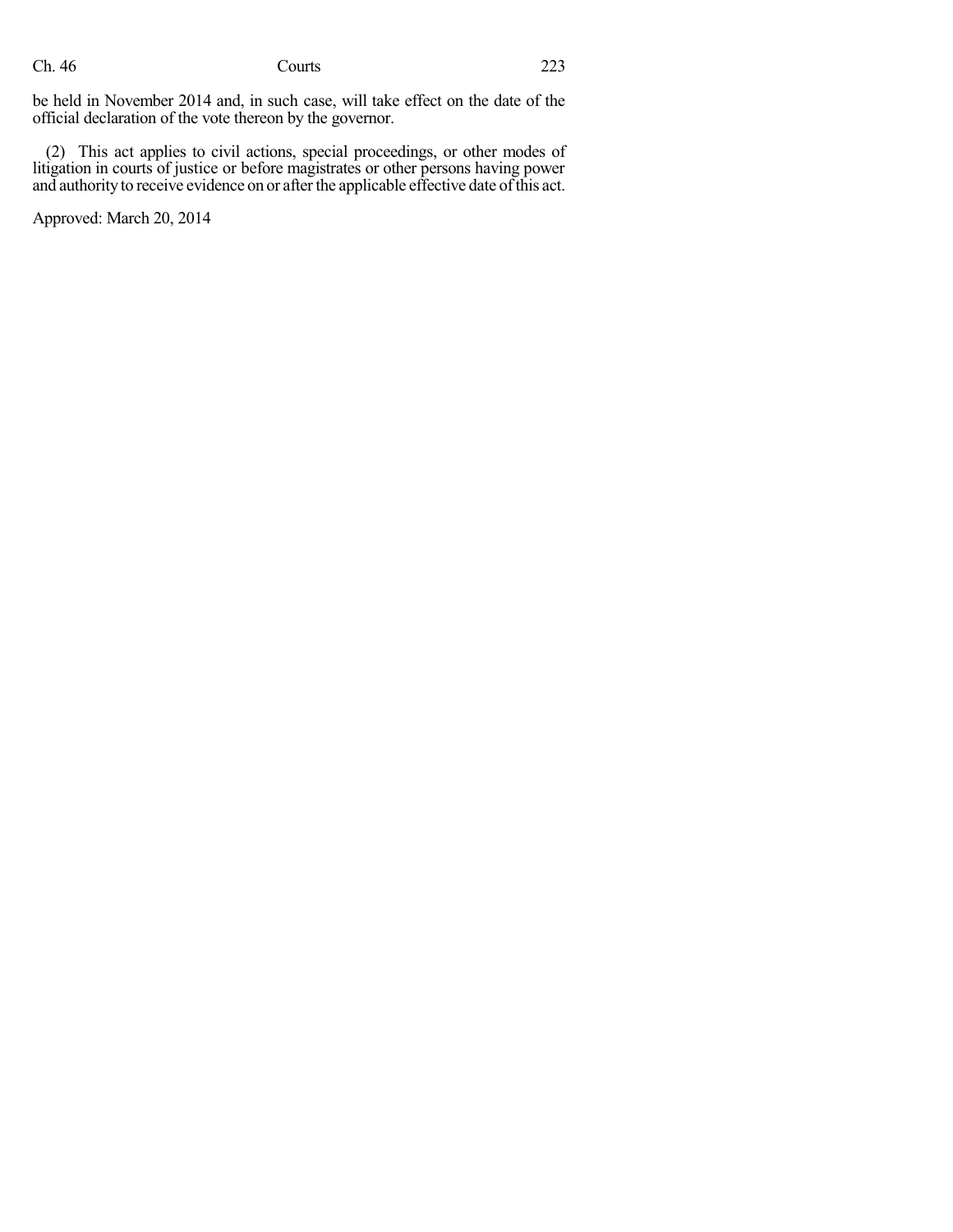be held in November 2014 and, in such case, will take effect on the date of the official declaration of the vote thereon by the governor.

(2) This act applies to civil actions, special proceedings, or other modes of litigation in courts of justice or before magistrates or other persons having power and authority to receive evidence on or after the applicable effective date of this act.

Approved: March 20, 2014